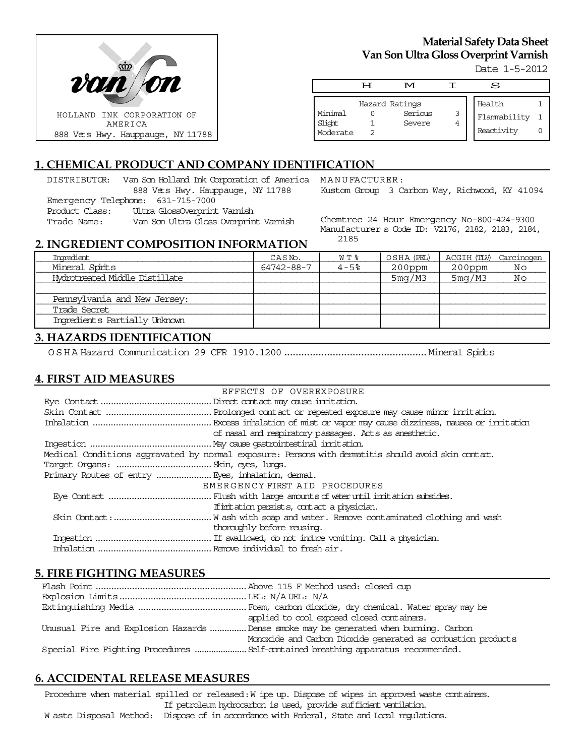HOLLAND INK CORPORATION OF AMERICA
888 Vets Hwy. Hauppauge, NY 11788

# Material Safety Data Sheet
## Van Son Ultra Gloss Overprint Varnish

Date 1-5-2012

| H | M | I | S |
|---|---|---|---|

| Hazard Ratings | | | |
|---|---|---|---|
| Minimal | 0 | Serious | 3 |
| Slight | 1 | Severe | 4 |
| Moderate | 2 | | |

| | |
|---|---|
| Health | 1 |
| Flammability | 1 |
| Reactivity | 0 |

## 1. CHEMICAL PRODUCT AND COMPANY IDENTIFICATION

DISTRIBUTOR: Van Son Holland Ink Corporation of America
888 Vets Hwy. Hauppauge, NY 11788
Emergency Telephone: 631-715-7000
Product Class: Ultra GlossOverprint Varnish
Trade Name: Van Son Ultra Gloss Overprint Varnish

MANUFACTURER:
Kustom Group 3 Carbon Way, Richwood, KY 41094

Chemtrec 24 Hour Emergency No-800-424-9300
Manufacturer s Code ID: V2176, 2182, 2183, 2184, 2185

## 2. INGREDIENT COMPOSITION INFORMATION

| Ingredient | CAS No. | WT% | OSHA (PEL) | ACGIH (TLV) | Carcinogen |
|---|---|---|---|---|---|
| Mineral Spirits | 64742-88-7 | 4-5% | 200ppm | 200ppm | No |
| Hydrotreated Middle Distillate | | | 5mg/M3 | 5mg/M3 | No |
| | | | | | |
| Pennsylvania and New Jersey: | | | | | |
| Trade Secret | | | | | |
| Ingredients Partially Unknown | | | | | |

## 3. HAZARDS IDENTIFICATION

OSHA Hazard Communication 29 CFR 1910.1200 .................................................. Mineral Spirits

## 4. FIRST AID MEASURES

EFFECTS OF OVEREXPOSURE

Eye Contact .......................................... Direct contact may cause irritation.
Skin Contact ......................................... Prolonged contact or repeated exposure may cause minor irritation.
Inhalation ............................................ Excess inhalation of mist or vapor may cause dizziness, nausea or irritation of nasal and respiratory passages. Acts as anesthetic.
Ingestion .............................................. May cause gastrointestinal irritation.
Medical Conditions aggravated by normal exposure: Persons with dermatitis should avoid skin contact.
Target Organs: ..................................... Skin, eyes, lungs.
Primary Routes of entry ...................... Eyes, inhalation, dermal.

EMERGENCY FIRST AID PROCEDURES

Eye Contact ........................................ Flush with large amounts of water until irritation subsides. If irritation persists, contact a physician.
Skin Contact: ...................................... Wash with soap and water. Remove contaminated clothing and wash thoroughly before reusing.
Ingestion ............................................ If swallowed, do not induce vomiting. Call a physician.
Inhalation ........................................... Remove individual to fresh air.

## 5. FIRE FIGHTING MEASURES

Flash Point ......................................................... Above 115 F Method used: closed cup
Explosion Limits ................................................ LEL: N/A UEL: N/A
Extinguishing Media ......................................... Foam, carbon dioxide, dry chemical. Water spray may be applied to cool exposed closed containers.
Unusual Fire and Explosion Hazards ............... Dense smoke may be generated when burning. Carbon Monoxide and Carbon Dioxide generated as combustion products
Special Fire Fighting Procedures ..................... Self-contained breathing apparatus recommended.

## 6. ACCIDENTAL RELEASE MEASURES

Procedure when material spilled or released: Wipe up. Dispose of wipes in approved waste containers. If petroleum hydrocarbon is used, provide sufficient ventilation.
Waste Disposal Method: Dispose of in accordance with Federal, State and Local regulations.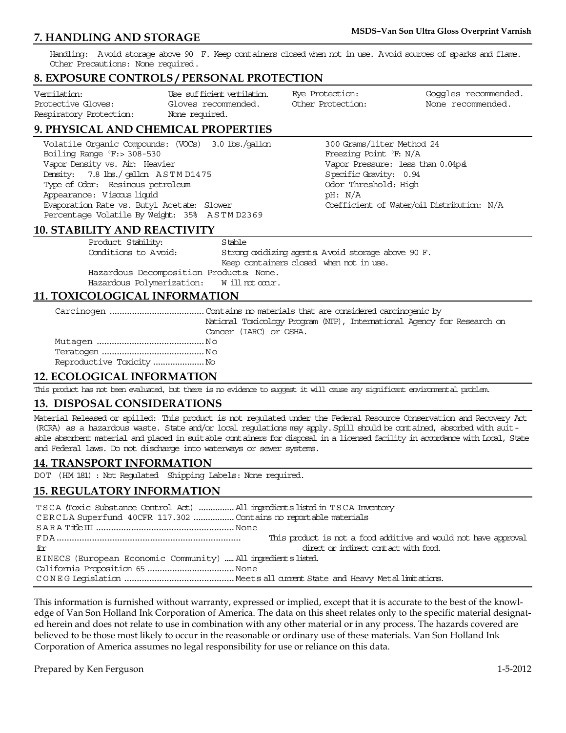## 7. HANDLING AND STORAGE

Handling: Avoid storage above 90 F. Keep containers closed when not in use. Avoid sources of sparks and flame.
Other Precautions: None required.

## 8. EXPOSURE CONTROLS / PERSONAL PROTECTION

| | | | |
|---|---|---|---|
| Ventilation: | Use sufficient ventilation. | Eye Protection: | Goggles recommended. |
| Protective Gloves: | Gloves recommended. | Other Protection: | None recommended. |
| Respiratory Protection: | None required. | | |

## 9. PHYSICAL AND CHEMICAL PROPERTIES

| | |
|---|---|
| Volatile Organic Compounds: (VOCs) 3.0 lbs./gallon | 300 Grams/liter Method 24 |
| Boiling Range °F:> 308-530 | Freezing Point °F: N/A |
| Vapor Density vs. Air: Heavier | Vapor Pressure: less than 0.04psi |
| Density: 7.8 lbs./ gallon ASTM D1475 | Specific Gravity: 0.94 |
| Type of Odor: Resinous petroleum | Odor Threshold: High |
| Appearance: Viscous liquid | pH: N/A |
| Evaporation Rate vs. Butyl Acetate: Slower | Coefficient of Water/oil Distribution: N/A |
| Percentage Volatile By Weight: 35% ASTM D2369 | |

## 10. STABILITY AND REACTIVITY

Product Stability: Stable
Conditions to Avoid: Strong oxidizing agents. Avoid storage above 90 F. Keep containers closed when not in use.
Hazardous Decomposition Products: None.
Hazardous Polymerization: Will not occur.

## 11. TOXICOLOGICAL INFORMATION

Carcinogen .................................... Contains no materials that are considered carcinogenic by National Toxicology Program (NTP), International Agency for Research on Cancer (IARC) or OSHA.
Mutagen ........................................ No
Teratogen ...................................... No
Reproductive Toxicity .................... No

## 12. ECOLOGICAL INFORMATION

This product has not been evaluated, but there is no evidence to suggest it will cause any significant environmental problem.

## 13. DISPOSAL CONSIDERATIONS

Material Released or spilled: This product is not regulated under the Federal Resource Conservation and Recovery Act (RCRA) as a hazardous waste. State and/or local regulations may apply. Spill should be contained, absorbed with suitable absorbent material and placed in suitable containers for disposal in a licensed facility in accordance with Local, State and Federal laws. Do not discharge into waterways or sewer systems.

## 14. TRANSPORT INFORMATION

DOT (HM 181) : Not Regulated Shipping Labels: None required.

## 15. REGULATORY INFORMATION

TSCA (Toxic Substance Control Act) .............. All ingredients listed in TSCA Inventory
CERCLA Superfund 40CFR 117.302 ................ Contains no reportable materials
SARA Title III ...................................................... None
FDA ......................................................................... This product is not a food additive and would not have approval for direct or indirect contact with food.
EINECS (European Economic Community) ..... All ingredients listed.
California Proposition 65 .................................. None
CONEG Legislation ........................................... Meets all current State and Heavy Metal limitations.

This information is furnished without warranty, expressed or implied, except that it is accurate to the best of the knowledge of Van Son Holland Ink Corporation of America. The data on this sheet relates only to the specific material designated herein and does not relate to use in combination with any other material or in any process. The hazards covered are believed to be those most likely to occur in the reasonable or ordinary use of these materials. Van Son Holland Ink Corporation of America assumes no legal responsibility for use or reliance on this data.

Prepared by Ken Ferguson 1-5-2012